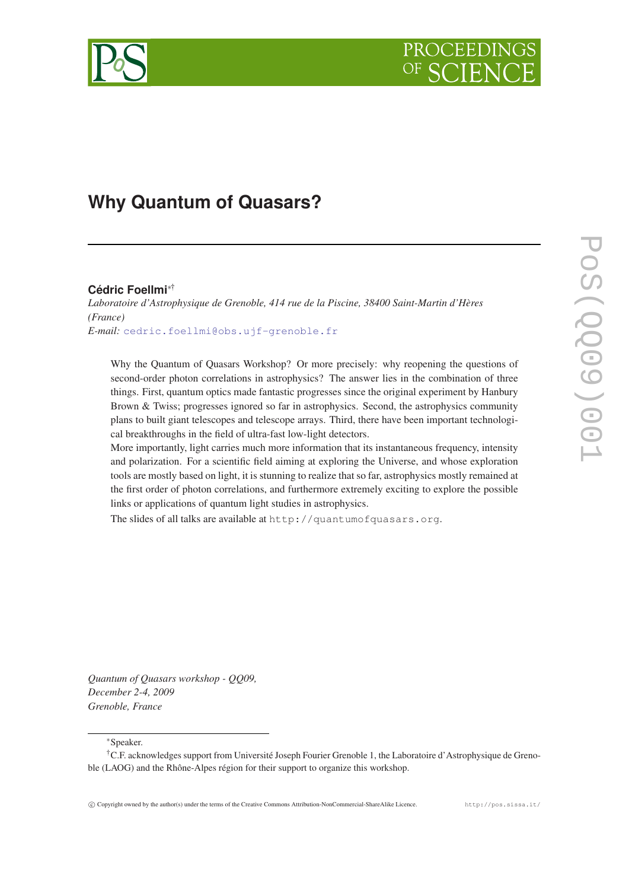# Why Quantum of Quasars?

**Cédric Foellmi**[*†]

*Laboratoire d'Astrophysique de Grenoble, 414 rue de la Piscine, 38400 Saint-Martin d'Hères (France)*
*E-mail:* cedric.foellmi@obs.ujf-grenoble.fr

Why the Quantum of Quasars Workshop? Or more precisely: why reopening the questions of second-order photon correlations in astrophysics? The answer lies in the combination of three things. First, quantum optics made fantastic progresses since the original experiment by Hanbury Brown & Twiss; progresses ignored so far in astrophysics. Second, the astrophysics community plans to built giant telescopes and telescope arrays. Third, there have been important technological breakthroughs in the field of ultra-fast low-light detectors.

More importantly, light carries much more information that its instantaneous frequency, intensity and polarization. For a scientific field aiming at exploring the Universe, and whose exploration tools are mostly based on light, it is stunning to realize that so far, astrophysics mostly remained at the first order of photon correlations, and furthermore extremely exciting to explore the possible links or applications of quantum light studies in astrophysics.

The slides of all talks are available at http://quantumofquasars.org.

*Quantum of Quasars workshop - QQ09,*
*December 2-4, 2009*
*Grenoble, France*

[*] Speaker.

[†] C.F. acknowledges support from Université Joseph Fourier Grenoble 1, the Laboratoire d'Astrophysique de Grenoble (LAOG) and the Rhône-Alpes région for their support to organize this workshop.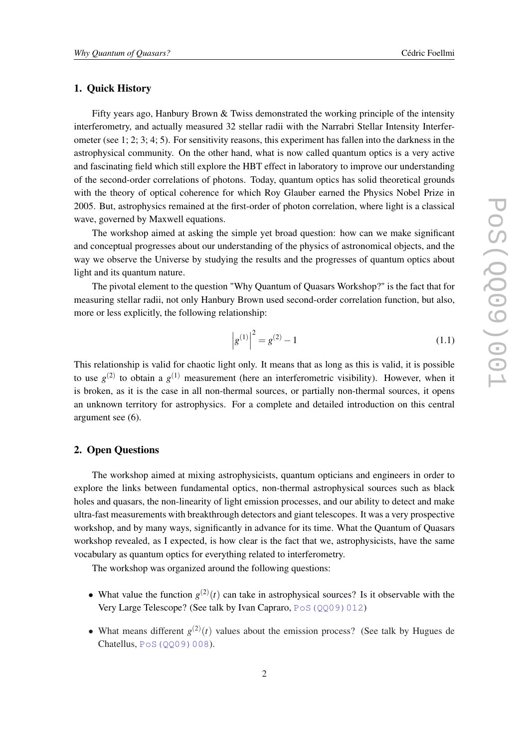## 1. Quick History

Fifty years ago, Hanbury Brown & Twiss demonstrated the working principle of the intensity interferometry, and actually measured 32 stellar radii with the Narrabri Stellar Intensity Interferometer (see 1; 2; 3; 4; 5). For sensitivity reasons, this experiment has fallen into the darkness in the astrophysical community. On the other hand, what is now called quantum optics is a very active and fascinating field which still explore the HBT effect in laboratory to improve our understanding of the second-order correlations of photons. Today, quantum optics has solid theoretical grounds with the theory of optical coherence for which Roy Glauber earned the Physics Nobel Prize in 2005. But, astrophysics remained at the first-order of photon correlation, where light is a classical wave, governed by Maxwell equations.

The workshop aimed at asking the simple yet broad question: how can we make significant and conceptual progresses about our understanding of the physics of astronomical objects, and the way we observe the Universe by studying the results and the progresses of quantum optics about light and its quantum nature.

The pivotal element to the question "Why Quantum of Quasars Workshop?" is the fact that for measuring stellar radii, not only Hanbury Brown used second-order correlation function, but also, more or less explicitly, the following relationship:

$$\left|g^{(1)}\right|^2 = g^{(2)} - 1 \tag{1.1}$$

This relationship is valid for chaotic light only. It means that as long as this is valid, it is possible to use $g^{(2)}$ to obtain a $g^{(1)}$ measurement (here an interferometric visibility). However, when it is broken, as it is the case in all non-thermal sources, or partially non-thermal sources, it opens an unknown territory for astrophysics. For a complete and detailed introduction on this central argument see (6).

## 2. Open Questions

The workshop aimed at mixing astrophysicists, quantum opticians and engineers in order to explore the links between fundamental optics, non-thermal astrophysical sources such as black holes and quasars, the non-linearity of light emission processes, and our ability to detect and make ultra-fast measurements with breakthrough detectors and giant telescopes. It was a very prospective workshop, and by many ways, significantly in advance for its time. What the Quantum of Quasars workshop revealed, as I expected, is how clear is the fact that we, astrophysicists, have the same vocabulary as quantum optics for everything related to interferometry.

The workshop was organized around the following questions:

- What value the function $g^{(2)}(t)$ can take in astrophysical sources? Is it observable with the Very Large Telescope? (See talk by Ivan Capraro, PoS(QQ09)012)
- What means different $g^{(2)}(t)$ values about the emission process? (See talk by Hugues de Chatellus, PoS(QQ09)008).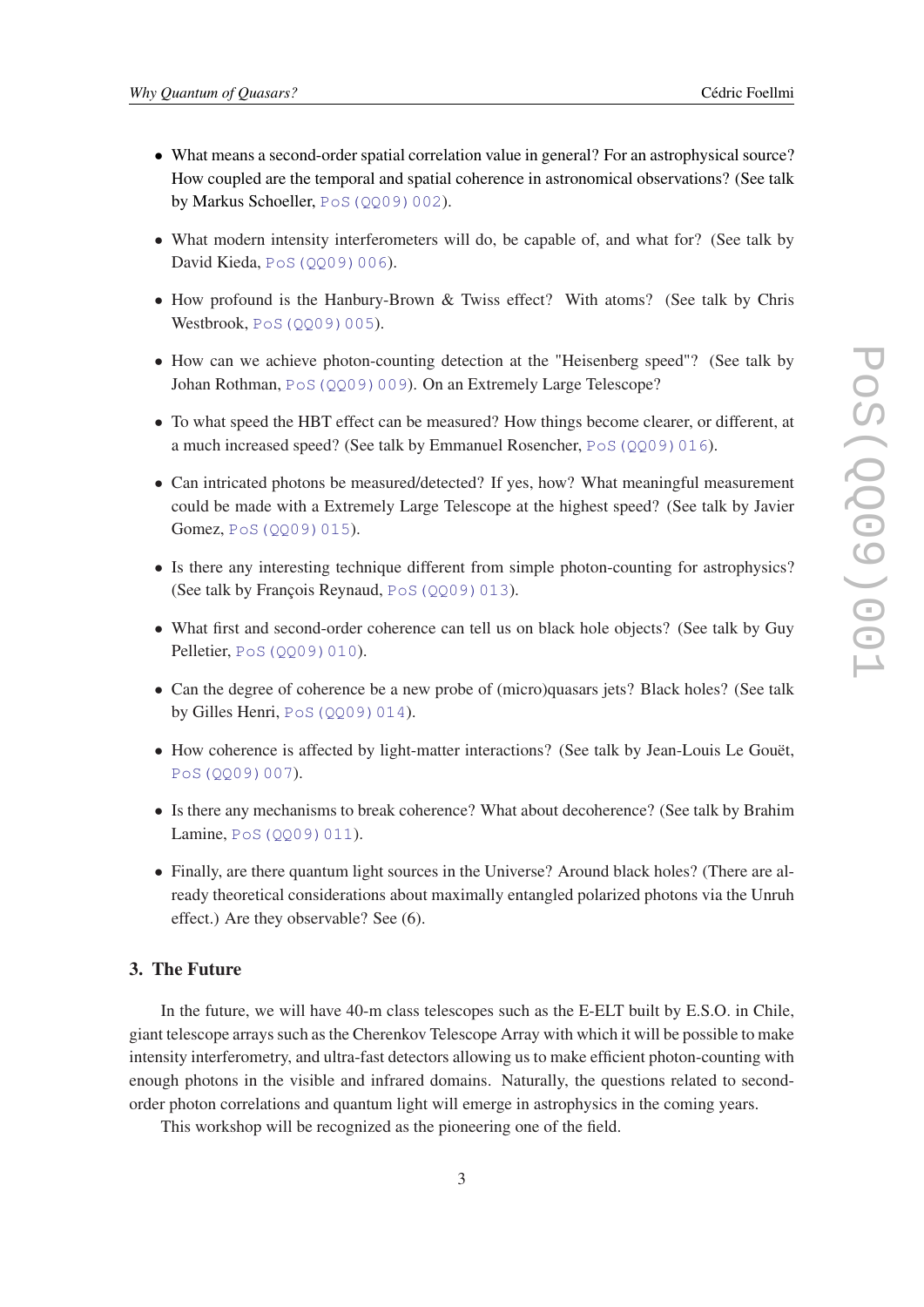- What means a second-order spatial correlation value in general? For an astrophysical source? How coupled are the temporal and spatial coherence in astronomical observations? (See talk by Markus Schoeller, PoS(QQ09)002).

- What modern intensity interferometers will do, be capable of, and what for? (See talk by David Kieda, PoS(QQ09)006).

- How profound is the Hanbury-Brown & Twiss effect? With atoms? (See talk by Chris Westbrook, PoS(QQ09)005).

- How can we achieve photon-counting detection at the "Heisenberg speed"? (See talk by Johan Rothman, PoS(QQ09)009). On an Extremely Large Telescope?

- To what speed the HBT effect can be measured? How things become clearer, or different, at a much increased speed? (See talk by Emmanuel Rosencher, PoS(QQ09)016).

- Can intricated photons be measured/detected? If yes, how? What meaningful measurement could be made with a Extremely Large Telescope at the highest speed? (See talk by Javier Gomez, PoS(QQ09)015).

- Is there any interesting technique different from simple photon-counting for astrophysics? (See talk by François Reynaud, PoS(QQ09)013).

- What first and second-order coherence can tell us on black hole objects? (See talk by Guy Pelletier, PoS(QQ09)010).

- Can the degree of coherence be a new probe of (micro)quasars jets? Black holes? (See talk by Gilles Henri, PoS(QQ09)014).

- How coherence is affected by light-matter interactions? (See talk by Jean-Louis Le Gouët, PoS(QQ09)007).

- Is there any mechanisms to break coherence? What about decoherence? (See talk by Brahim Lamine, PoS(QQ09)011).

- Finally, are there quantum light sources in the Universe? Around black holes? (There are already theoretical considerations about maximally entangled polarized photons via the Unruh effect.) Are they observable? See (6).

## 3. The Future

In the future, we will have 40-m class telescopes such as the E-ELT built by E.S.O. in Chile, giant telescope arrays such as the Cherenkov Telescope Array with which it will be possible to make intensity interferometry, and ultra-fast detectors allowing us to make efficient photon-counting with enough photons in the visible and infrared domains. Naturally, the questions related to second-order photon correlations and quantum light will emerge in astrophysics in the coming years.

This workshop will be recognized as the pioneering one of the field.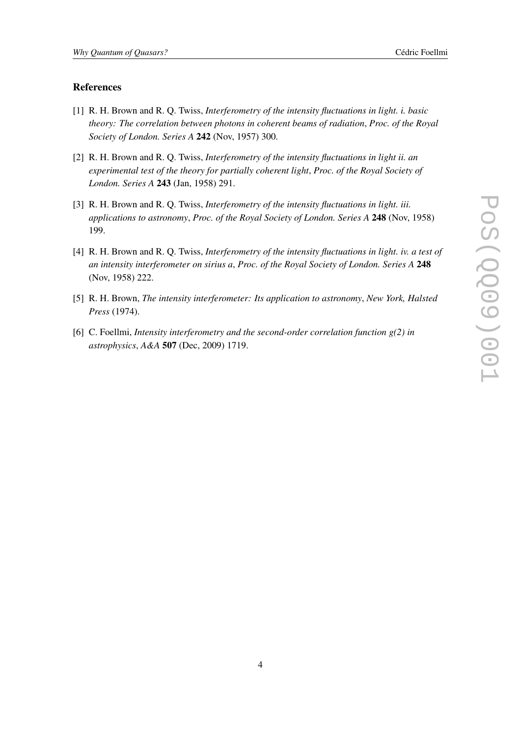## References

[1] R. H. Brown and R. Q. Twiss, *Interferometry of the intensity fluctuations in light. i. basic theory: The correlation between photons in coherent beams of radiation*, *Proc. of the Royal Society of London. Series A* **242** (Nov, 1957) 300.

[2] R. H. Brown and R. Q. Twiss, *Interferometry of the intensity fluctuations in light ii. an experimental test of the theory for partially coherent light*, *Proc. of the Royal Society of London. Series A* **243** (Jan, 1958) 291.

[3] R. H. Brown and R. Q. Twiss, *Interferometry of the intensity fluctuations in light. iii. applications to astronomy*, *Proc. of the Royal Society of London. Series A* **248** (Nov, 1958) 199.

[4] R. H. Brown and R. Q. Twiss, *Interferometry of the intensity fluctuations in light. iv. a test of an intensity interferometer on sirius a*, *Proc. of the Royal Society of London. Series A* **248** (Nov, 1958) 222.

[5] R. H. Brown, *The intensity interferometer: Its application to astronomy*, *New York, Halsted Press* (1974).

[6] C. Foellmi, *Intensity interferometry and the second-order correlation function g(2) in astrophysics*, *A&A* **507** (Dec, 2009) 1719.